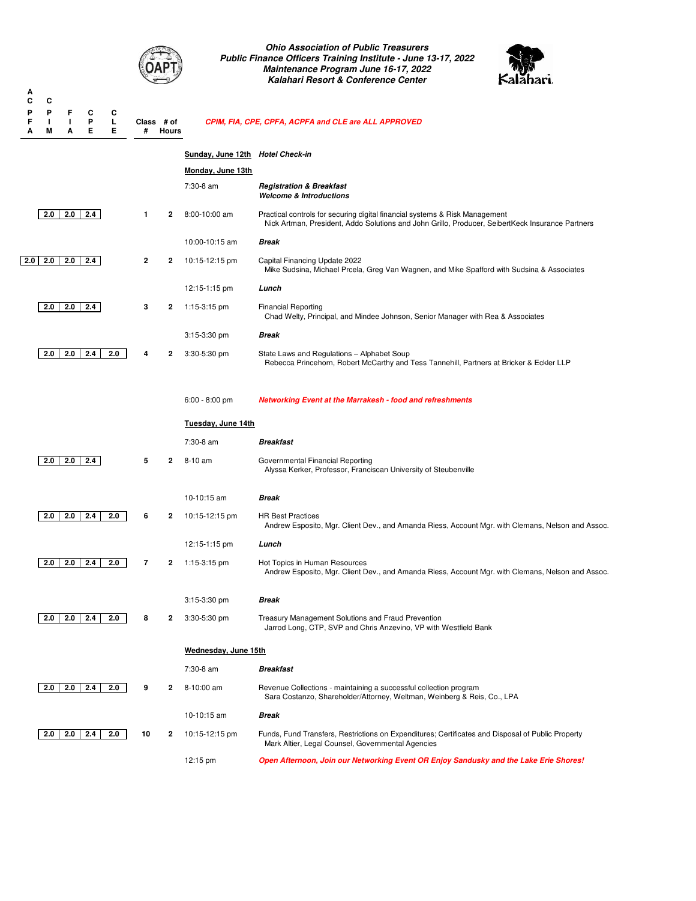## Ohio Association of Public Treasurers
## Public Finance Officers Training Institute - June 13-17, 2022
## Maintenance Program June 16-17, 2022
## Kalahari Resort & Conference Center

**CPIM, FIA, CPE, CPFA, ACPFA and CLE are ALL APPROVED**

| ACPFA | CPIM | FIA | CPE | CLE | Class # | # of Hours | Time | Session |
|---|---|---|---|---|---|---|---|---|
| | | | | | | | **Sunday, June 12th** | ***Hotel Check-in*** |
| | | | | | | | **Monday, June 13th** | |
| | | | | | | | 7:30-8 am | ***Registration & Breakfast*** ***Welcome & Introductions*** |
| | 2.0 | 2.0 | 2.4 | | 1 | 2 | 8:00-10:00 am | Practical controls for securing digital financial systems & Risk Management<br>Nick Artman, President, Addo Solutions and John Grillo, Producer, SeibertKeck Insurance Partners |
| | | | | | | | 10:00-10:15 am | ***Break*** |
| 2.0 | 2.0 | 2.0 | 2.4 | | 2 | 2 | 10:15-12:15 pm | Capital Financing Update 2022<br>Mike Sudsina, Michael Prcela, Greg Van Wagnen, and Mike Spafford with Sudsina & Associates |
| | | | | | | | 12:15-1:15 pm | ***Lunch*** |
| | 2.0 | 2.0 | 2.4 | | 3 | 2 | 1:15-3:15 pm | Financial Reporting<br>Chad Welty, Principal, and Mindee Johnson, Senior Manager with Rea & Associates |
| | | | | | | | 3:15-3:30 pm | ***Break*** |
| | 2.0 | 2.0 | 2.4 | 2.0 | 4 | 2 | 3:30-5:30 pm | State Laws and Regulations – Alphabet Soup<br>Rebecca Princehorn, Robert McCarthy and Tess Tannehill, Partners at Bricker & Eckler LLP |
| | | | | | | | 6:00 - 8:00 pm | ***Networking Event at the Marrakesh - food and refreshments*** |
| | | | | | | | **Tuesday, June 14th** | |
| | | | | | | | 7:30-8 am | ***Breakfast*** |
| | 2.0 | 2.0 | 2.4 | | 5 | 2 | 8-10 am | Governmental Financial Reporting<br>Alyssa Kerker, Professor, Franciscan University of Steubenville |
| | | | | | | | 10-10:15 am | ***Break*** |
| | 2.0 | 2.0 | 2.4 | 2.0 | 6 | 2 | 10:15-12:15 pm | HR Best Practices<br>Andrew Esposito, Mgr. Client Dev., and Amanda Riess, Account Mgr. with Clemans, Nelson and Assoc. |
| | | | | | | | 12:15-1:15 pm | ***Lunch*** |
| | 2.0 | 2.0 | 2.4 | 2.0 | 7 | 2 | 1:15-3:15 pm | Hot Topics in Human Resources<br>Andrew Esposito, Mgr. Client Dev., and Amanda Riess, Account Mgr. with Clemans, Nelson and Assoc. |
| | | | | | | | 3:15-3:30 pm | ***Break*** |
| | 2.0 | 2.0 | 2.4 | 2.0 | 8 | 2 | 3:30-5:30 pm | Treasury Management Solutions and Fraud Prevention<br>Jarrod Long, CTP, SVP and Chris Anzevino, VP with Westfield Bank |
| | | | | | | | **Wednesday, June 15th** | |
| | | | | | | | 7:30-8 am | ***Breakfast*** |
| | 2.0 | 2.0 | 2.4 | 2.0 | 9 | 2 | 8-10:00 am | Revenue Collections - maintaining a successful collection program<br>Sara Costanzo, Shareholder/Attorney, Weltman, Weinberg & Reis, Co., LPA |
| | | | | | | | 10-10:15 am | ***Break*** |
| | 2.0 | 2.0 | 2.4 | 2.0 | 10 | 2 | 10:15-12:15 pm | Funds, Fund Transfers, Restrictions on Expenditures; Certificates and Disposal of Public Property<br>Mark Altier, Legal Counsel, Governmental Agencies |
| | | | | | | | 12:15 pm | ***Open Afternoon, Join our Networking Event OR Enjoy Sandusky and the Lake Erie Shores!*** |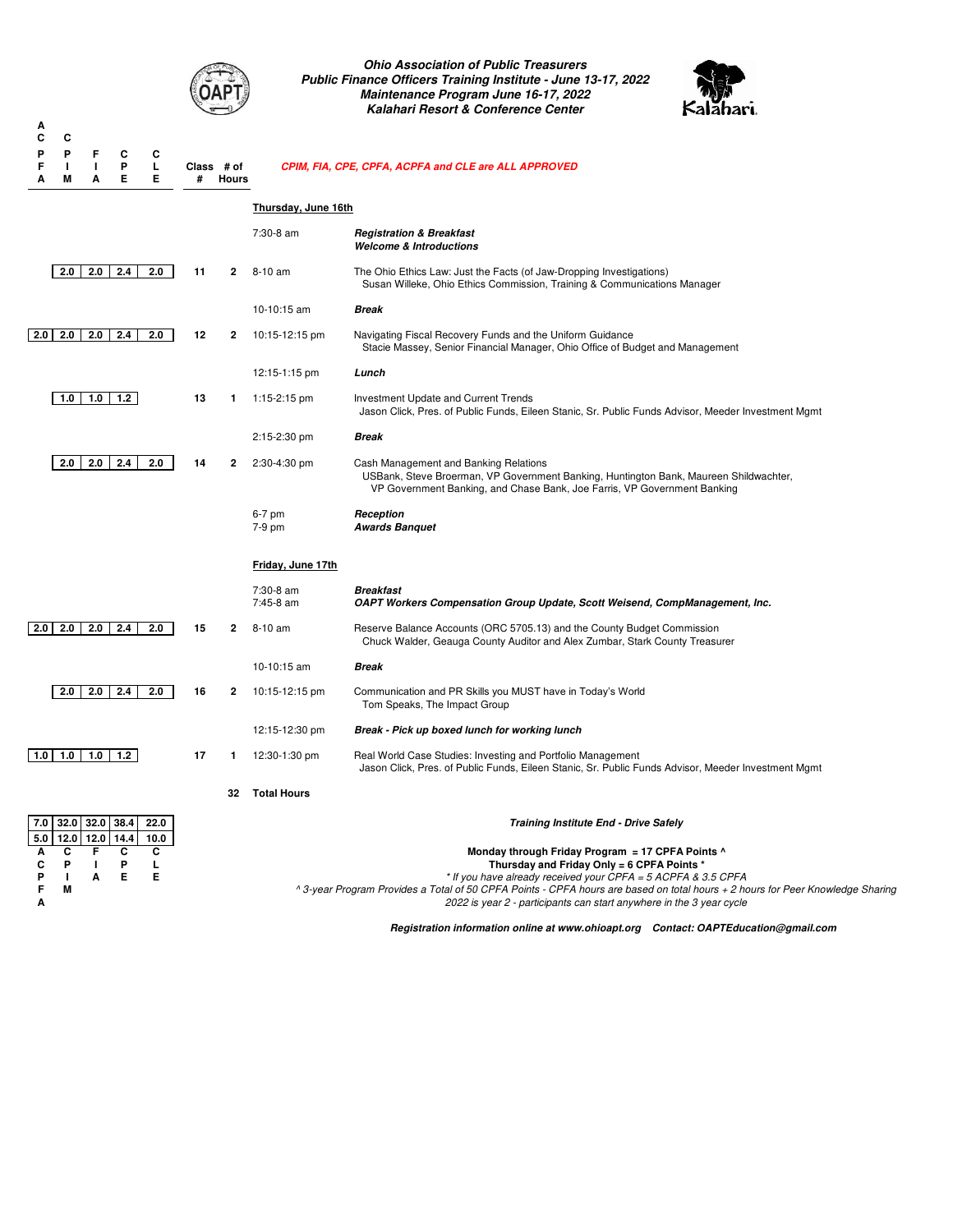**Ohio Association of Public Treasurers**
**Public Finance Officers Training Institute - June 13-17, 2022**
**Maintenance Program June 16-17, 2022**
**Kalahari Resort & Conference Center**

**CPIM, FIA, CPE, CPFA, ACPFA and CLE are ALL APPROVED**

| ACPFA | CPIM | FIA | CPE | CLE | Class # | # of Hours | Time | Session |
|---|---|---|---|---|---|---|---|---|
| | | | | | | | **Thursday, June 16th** | |
| | | | | | | | 7:30-8 am | ***Registration & Breakfast*** ***Welcome & Introductions*** |
| | 2.0 | 2.0 | 2.4 | 2.0 | 11 | 2 | 8-10 am | The Ohio Ethics Law: Just the Facts (of Jaw-Dropping Investigations) Susan Willeke, Ohio Ethics Commission, Training & Communications Manager |
| | | | | | | | 10-10:15 am | ***Break*** |
| 2.0 | 2.0 | 2.0 | 2.4 | 2.0 | 12 | 2 | 10:15-12:15 pm | Navigating Fiscal Recovery Funds and the Uniform Guidance Stacie Massey, Senior Financial Manager, Ohio Office of Budget and Management |
| | | | | | | | 12:15-1:15 pm | ***Lunch*** |
| | 1.0 | 1.0 | 1.2 | | 13 | 1 | 1:15-2:15 pm | Investment Update and Current Trends Jason Click, Pres. of Public Funds, Eileen Stanic, Sr. Public Funds Advisor, Meeder Investment Mgmt |
| | | | | | | | 2:15-2:30 pm | ***Break*** |
| | 2.0 | 2.0 | 2.4 | 2.0 | 14 | 2 | 2:30-4:30 pm | Cash Management and Banking Relations USBank, Steve Broerman, VP Government Banking, Huntington Bank, Maureen Shildwachter, VP Government Banking, and Chase Bank, Joe Farris, VP Government Banking |
| | | | | | | | 6-7 pm 7-9 pm | ***Reception*** ***Awards Banquet*** |
| | | | | | | | **Friday, June 17th** | |
| | | | | | | | 7:30-8 am 7:45-8 am | ***Breakfast*** ***OAPT Workers Compensation Group Update, Scott Weisend, CompManagement, Inc.*** |
| 2.0 | 2.0 | 2.0 | 2.4 | 2.0 | 15 | 2 | 8-10 am | Reserve Balance Accounts (ORC 5705.13) and the County Budget Commission Chuck Walder, Geauga County Auditor and Alex Zumbar, Stark County Treasurer |
| | | | | | | | 10-10:15 am | ***Break*** |
| | 2.0 | 2.0 | 2.4 | 2.0 | 16 | 2 | 10:15-12:15 pm | Communication and PR Skills you MUST have in Today's World Tom Speaks, The Impact Group |
| | | | | | | | 12:15-12:30 pm | ***Break - Pick up boxed lunch for working lunch*** |
| 1.0 | 1.0 | 1.0 | 1.2 | | 17 | 1 | 12:30-1:30 pm | Real World Case Studies: Investing and Portfolio Management Jason Click, Pres. of Public Funds, Eileen Stanic, Sr. Public Funds Advisor, Meeder Investment Mgmt |
| | | | | | | 32 | **Total Hours** | |

| ACPFA | CPIM | FIA | CPE | CLE |
|---|---|---|---|---|
| 7.0 | 32.0 | 32.0 | 38.4 | 22.0 |
| 5.0 | 12.0 | 12.0 | 14.4 | 10.0 |

***Training Institute End - Drive Safely***

**Monday through Friday Program = 17 CPFA Points ^**
**Thursday and Friday Only = 6 CPFA Points \***
*\* If you have already received your CPFA = 5 ACPFA & 3.5 CPFA*
*^ 3-year Program Provides a Total of 50 CPFA Points - CPFA hours are based on total hours + 2 hours for Peer Knowledge Sharing*
*2022 is year 2 - participants can start anywhere in the 3 year cycle*

***Registration information online at www.ohioapt.org Contact: OAPTEducation@gmail.com***